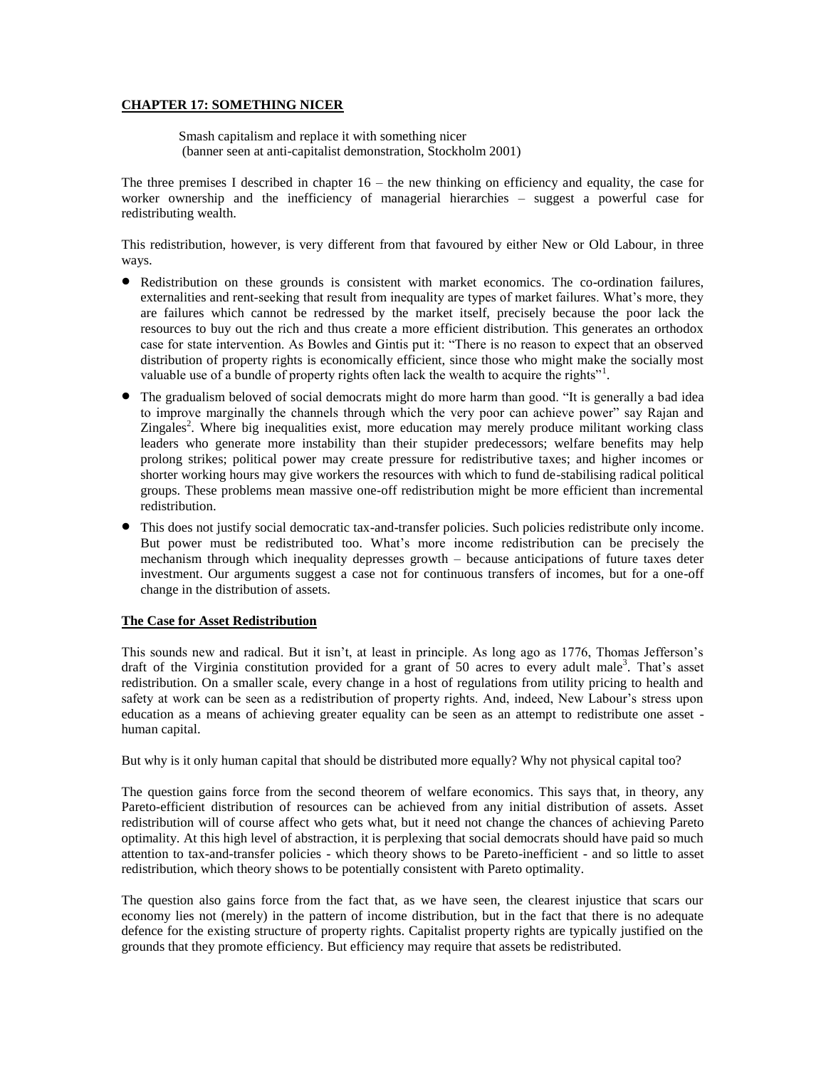## **CHAPTER 17: SOMETHING NICER**

Smash capitalism and replace it with something nicer
(banner seen at anti-capitalist demonstration, Stockholm 2001)

The three premises I described in chapter 16 – the new thinking on efficiency and equality, the case for worker ownership and the inefficiency of managerial hierarchies – suggest a powerful case for redistributing wealth.

This redistribution, however, is very different from that favoured by either New or Old Labour, in three ways.

- Redistribution on these grounds is consistent with market economics. The co-ordination failures, externalities and rent-seeking that result from inequality are types of market failures. What's more, they are failures which cannot be redressed by the market itself, precisely because the poor lack the resources to buy out the rich and thus create a more efficient distribution. This generates an orthodox case for state intervention. As Bowles and Gintis put it: "There is no reason to expect that an observed distribution of property rights is economically efficient, since those who might make the socially most valuable use of a bundle of property rights often lack the wealth to acquire the rights"[1].
- The gradualism beloved of social democrats might do more harm than good. "It is generally a bad idea to improve marginally the channels through which the very poor can achieve power" say Rajan and Zingales[2]. Where big inequalities exist, more education may merely produce militant working class leaders who generate more instability than their stupider predecessors; welfare benefits may help prolong strikes; political power may create pressure for redistributive taxes; and higher incomes or shorter working hours may give workers the resources with which to fund de-stabilising radical political groups. These problems mean massive one-off redistribution might be more efficient than incremental redistribution.
- This does not justify social democratic tax-and-transfer policies. Such policies redistribute only income. But power must be redistributed too. What's more income redistribution can be precisely the mechanism through which inequality depresses growth – because anticipations of future taxes deter investment. Our arguments suggest a case not for continuous transfers of incomes, but for a one-off change in the distribution of assets.

### **The Case for Asset Redistribution**

This sounds new and radical. But it isn't, at least in principle. As long ago as 1776, Thomas Jefferson's draft of the Virginia constitution provided for a grant of 50 acres to every adult male[3]. That's asset redistribution. On a smaller scale, every change in a host of regulations from utility pricing to health and safety at work can be seen as a redistribution of property rights. And, indeed, New Labour's stress upon education as a means of achieving greater equality can be seen as an attempt to redistribute one asset - human capital.

But why is it only human capital that should be distributed more equally? Why not physical capital too?

The question gains force from the second theorem of welfare economics. This says that, in theory, any Pareto-efficient distribution of resources can be achieved from any initial distribution of assets. Asset redistribution will of course affect who gets what, but it need not change the chances of achieving Pareto optimality. At this high level of abstraction, it is perplexing that social democrats should have paid so much attention to tax-and-transfer policies - which theory shows to be Pareto-inefficient - and so little to asset redistribution, which theory shows to be potentially consistent with Pareto optimality.

The question also gains force from the fact that, as we have seen, the clearest injustice that scars our economy lies not (merely) in the pattern of income distribution, but in the fact that there is no adequate defence for the existing structure of property rights. Capitalist property rights are typically justified on the grounds that they promote efficiency. But efficiency may require that assets be redistributed.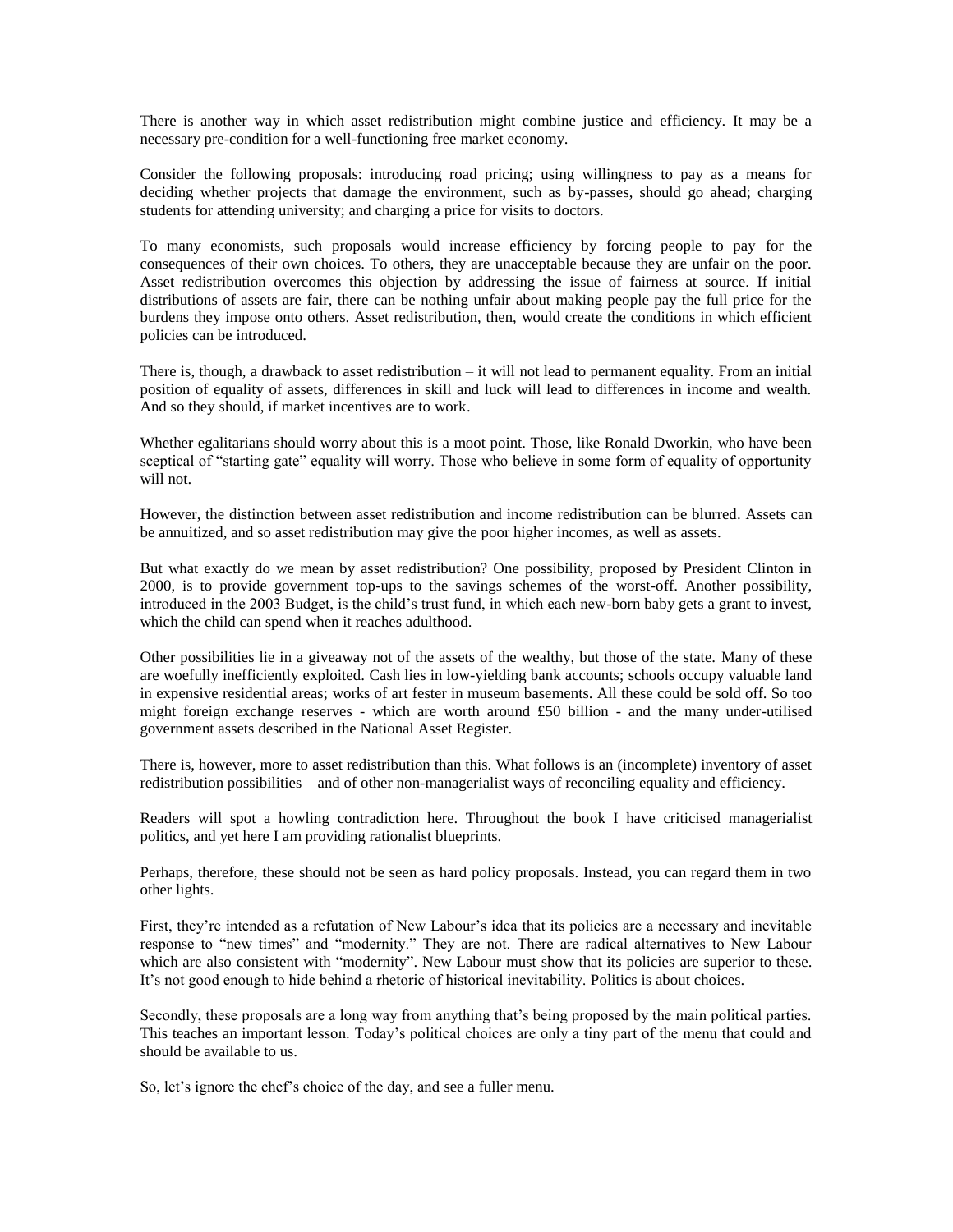There is another way in which asset redistribution might combine justice and efficiency. It may be a necessary pre-condition for a well-functioning free market economy.

Consider the following proposals: introducing road pricing; using willingness to pay as a means for deciding whether projects that damage the environment, such as by-passes, should go ahead; charging students for attending university; and charging a price for visits to doctors.

To many economists, such proposals would increase efficiency by forcing people to pay for the consequences of their own choices. To others, they are unacceptable because they are unfair on the poor. Asset redistribution overcomes this objection by addressing the issue of fairness at source. If initial distributions of assets are fair, there can be nothing unfair about making people pay the full price for the burdens they impose onto others. Asset redistribution, then, would create the conditions in which efficient policies can be introduced.

There is, though, a drawback to asset redistribution – it will not lead to permanent equality. From an initial position of equality of assets, differences in skill and luck will lead to differences in income and wealth. And so they should, if market incentives are to work.

Whether egalitarians should worry about this is a moot point. Those, like Ronald Dworkin, who have been sceptical of "starting gate" equality will worry. Those who believe in some form of equality of opportunity will not.

However, the distinction between asset redistribution and income redistribution can be blurred. Assets can be annuitized, and so asset redistribution may give the poor higher incomes, as well as assets.

But what exactly do we mean by asset redistribution? One possibility, proposed by President Clinton in 2000, is to provide government top-ups to the savings schemes of the worst-off. Another possibility, introduced in the 2003 Budget, is the child's trust fund, in which each new-born baby gets a grant to invest, which the child can spend when it reaches adulthood.

Other possibilities lie in a giveaway not of the assets of the wealthy, but those of the state. Many of these are woefully inefficiently exploited. Cash lies in low-yielding bank accounts; schools occupy valuable land in expensive residential areas; works of art fester in museum basements. All these could be sold off. So too might foreign exchange reserves - which are worth around £50 billion - and the many under-utilised government assets described in the National Asset Register.

There is, however, more to asset redistribution than this. What follows is an (incomplete) inventory of asset redistribution possibilities – and of other non-managerialist ways of reconciling equality and efficiency.

Readers will spot a howling contradiction here. Throughout the book I have criticised managerialist politics, and yet here I am providing rationalist blueprints.

Perhaps, therefore, these should not be seen as hard policy proposals. Instead, you can regard them in two other lights.

First, they're intended as a refutation of New Labour's idea that its policies are a necessary and inevitable response to "new times" and "modernity." They are not. There are radical alternatives to New Labour which are also consistent with "modernity". New Labour must show that its policies are superior to these. It's not good enough to hide behind a rhetoric of historical inevitability. Politics is about choices.

Secondly, these proposals are a long way from anything that's being proposed by the main political parties. This teaches an important lesson. Today's political choices are only a tiny part of the menu that could and should be available to us.

So, let's ignore the chef's choice of the day, and see a fuller menu.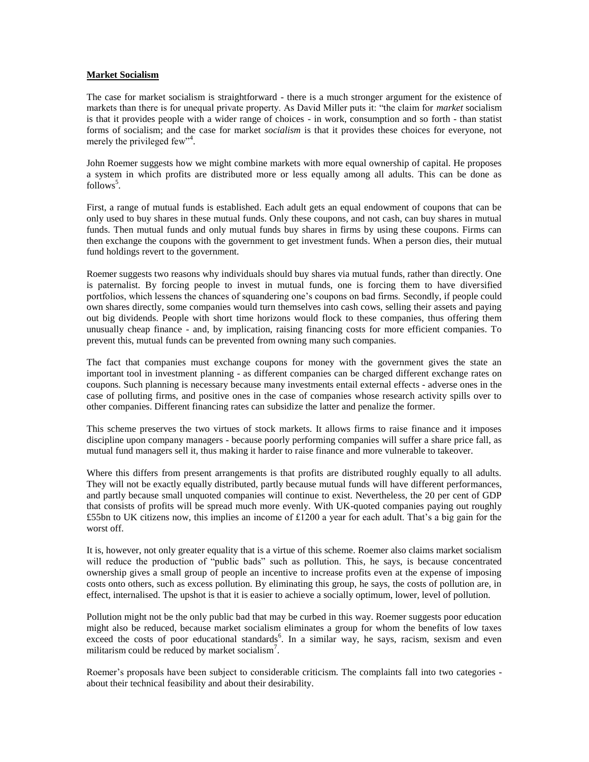**Market Socialism**

The case for market socialism is straightforward - there is a much stronger argument for the existence of markets than there is for unequal private property. As David Miller puts it: "the claim for *market* socialism is that it provides people with a wider range of choices - in work, consumption and so forth - than statist forms of socialism; and the case for market *socialism* is that it provides these choices for everyone, not merely the privileged few"[4].

John Roemer suggests how we might combine markets with more equal ownership of capital. He proposes a system in which profits are distributed more or less equally among all adults. This can be done as follows[5].

First, a range of mutual funds is established. Each adult gets an equal endowment of coupons that can be only used to buy shares in these mutual funds. Only these coupons, and not cash, can buy shares in mutual funds. Then mutual funds and only mutual funds buy shares in firms by using these coupons. Firms can then exchange the coupons with the government to get investment funds. When a person dies, their mutual fund holdings revert to the government.

Roemer suggests two reasons why individuals should buy shares via mutual funds, rather than directly. One is paternalist. By forcing people to invest in mutual funds, one is forcing them to have diversified portfolios, which lessens the chances of squandering one's coupons on bad firms. Secondly, if people could own shares directly, some companies would turn themselves into cash cows, selling their assets and paying out big dividends. People with short time horizons would flock to these companies, thus offering them unusually cheap finance - and, by implication, raising financing costs for more efficient companies. To prevent this, mutual funds can be prevented from owning many such companies.

The fact that companies must exchange coupons for money with the government gives the state an important tool in investment planning - as different companies can be charged different exchange rates on coupons. Such planning is necessary because many investments entail external effects - adverse ones in the case of polluting firms, and positive ones in the case of companies whose research activity spills over to other companies. Different financing rates can subsidize the latter and penalize the former.

This scheme preserves the two virtues of stock markets. It allows firms to raise finance and it imposes discipline upon company managers - because poorly performing companies will suffer a share price fall, as mutual fund managers sell it, thus making it harder to raise finance and more vulnerable to takeover.

Where this differs from present arrangements is that profits are distributed roughly equally to all adults. They will not be exactly equally distributed, partly because mutual funds will have different performances, and partly because small unquoted companies will continue to exist. Nevertheless, the 20 per cent of GDP that consists of profits will be spread much more evenly. With UK-quoted companies paying out roughly £55bn to UK citizens now, this implies an income of £1200 a year for each adult. That's a big gain for the worst off.

It is, however, not only greater equality that is a virtue of this scheme. Roemer also claims market socialism will reduce the production of "public bads" such as pollution. This, he says, is because concentrated ownership gives a small group of people an incentive to increase profits even at the expense of imposing costs onto others, such as excess pollution. By eliminating this group, he says, the costs of pollution are, in effect, internalised. The upshot is that it is easier to achieve a socially optimum, lower, level of pollution.

Pollution might not be the only public bad that may be curbed in this way. Roemer suggests poor education might also be reduced, because market socialism eliminates a group for whom the benefits of low taxes exceed the costs of poor educational standards[6]. In a similar way, he says, racism, sexism and even militarism could be reduced by market socialism[7].

Roemer's proposals have been subject to considerable criticism. The complaints fall into two categories - about their technical feasibility and about their desirability.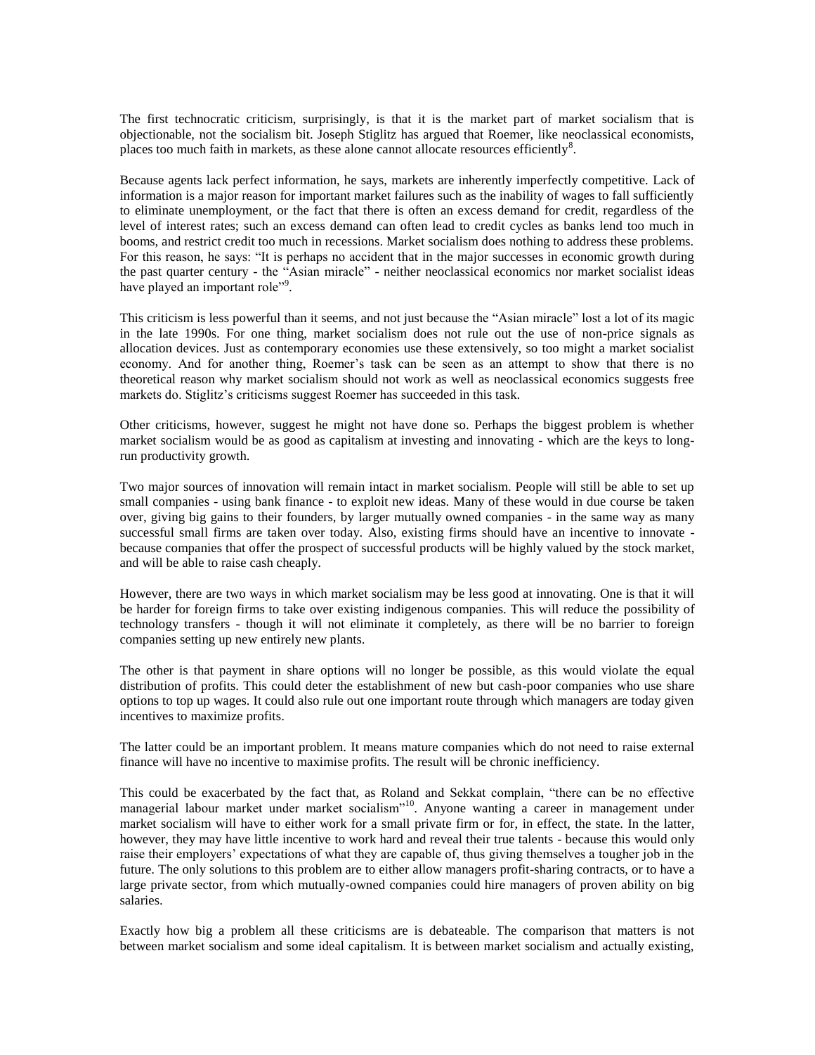The first technocratic criticism, surprisingly, is that it is the market part of market socialism that is objectionable, not the socialism bit. Joseph Stiglitz has argued that Roemer, like neoclassical economists, places too much faith in markets, as these alone cannot allocate resources efficiently[8].

Because agents lack perfect information, he says, markets are inherently imperfectly competitive. Lack of information is a major reason for important market failures such as the inability of wages to fall sufficiently to eliminate unemployment, or the fact that there is often an excess demand for credit, regardless of the level of interest rates; such an excess demand can often lead to credit cycles as banks lend too much in booms, and restrict credit too much in recessions. Market socialism does nothing to address these problems. For this reason, he says: "It is perhaps no accident that in the major successes in economic growth during the past quarter century - the "Asian miracle" - neither neoclassical economics nor market socialist ideas have played an important role"[9].

This criticism is less powerful than it seems, and not just because the "Asian miracle" lost a lot of its magic in the late 1990s. For one thing, market socialism does not rule out the use of non-price signals as allocation devices. Just as contemporary economies use these extensively, so too might a market socialist economy. And for another thing, Roemer's task can be seen as an attempt to show that there is no theoretical reason why market socialism should not work as well as neoclassical economics suggests free markets do. Stiglitz's criticisms suggest Roemer has succeeded in this task.

Other criticisms, however, suggest he might not have done so. Perhaps the biggest problem is whether market socialism would be as good as capitalism at investing and innovating - which are the keys to long-run productivity growth.

Two major sources of innovation will remain intact in market socialism. People will still be able to set up small companies - using bank finance - to exploit new ideas. Many of these would in due course be taken over, giving big gains to their founders, by larger mutually owned companies - in the same way as many successful small firms are taken over today. Also, existing firms should have an incentive to innovate - because companies that offer the prospect of successful products will be highly valued by the stock market, and will be able to raise cash cheaply.

However, there are two ways in which market socialism may be less good at innovating. One is that it will be harder for foreign firms to take over existing indigenous companies. This will reduce the possibility of technology transfers - though it will not eliminate it completely, as there will be no barrier to foreign companies setting up new entirely new plants.

The other is that payment in share options will no longer be possible, as this would violate the equal distribution of profits. This could deter the establishment of new but cash-poor companies who use share options to top up wages. It could also rule out one important route through which managers are today given incentives to maximize profits.

The latter could be an important problem. It means mature companies which do not need to raise external finance will have no incentive to maximise profits. The result will be chronic inefficiency.

This could be exacerbated by the fact that, as Roland and Sekkat complain, "there can be no effective managerial labour market under market socialism"[10]. Anyone wanting a career in management under market socialism will have to either work for a small private firm or for, in effect, the state. In the latter, however, they may have little incentive to work hard and reveal their true talents - because this would only raise their employers' expectations of what they are capable of, thus giving themselves a tougher job in the future. The only solutions to this problem are to either allow managers profit-sharing contracts, or to have a large private sector, from which mutually-owned companies could hire managers of proven ability on big salaries.

Exactly how big a problem all these criticisms are is debateable. The comparison that matters is not between market socialism and some ideal capitalism. It is between market socialism and actually existing,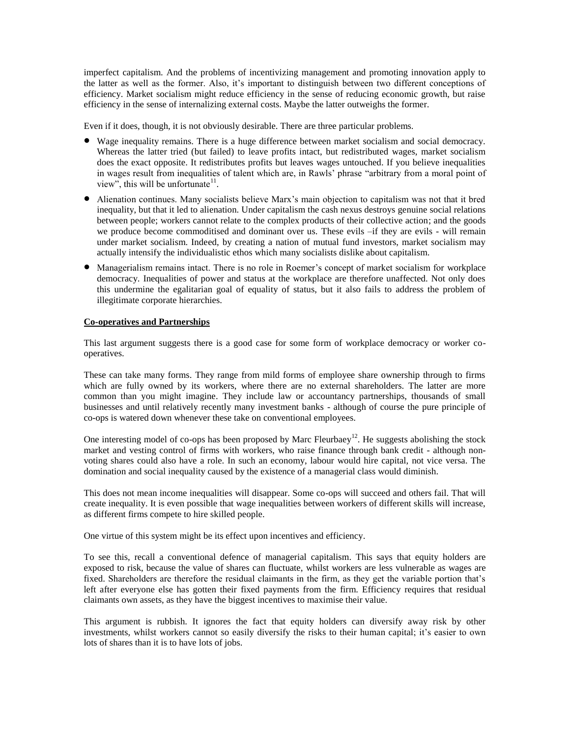imperfect capitalism. And the problems of incentivizing management and promoting innovation apply to the latter as well as the former. Also, it's important to distinguish between two different conceptions of efficiency. Market socialism might reduce efficiency in the sense of reducing economic growth, but raise efficiency in the sense of internalizing external costs. Maybe the latter outweighs the former.

Even if it does, though, it is not obviously desirable. There are three particular problems.

- Wage inequality remains. There is a huge difference between market socialism and social democracy. Whereas the latter tried (but failed) to leave profits intact, but redistributed wages, market socialism does the exact opposite. It redistributes profits but leaves wages untouched. If you believe inequalities in wages result from inequalities of talent which are, in Rawls' phrase "arbitrary from a moral point of view", this will be unfortunate[11].
- Alienation continues. Many socialists believe Marx's main objection to capitalism was not that it bred inequality, but that it led to alienation. Under capitalism the cash nexus destroys genuine social relations between people; workers cannot relate to the complex products of their collective action; and the goods we produce become commoditised and dominant over us. These evils –if they are evils - will remain under market socialism. Indeed, by creating a nation of mutual fund investors, market socialism may actually intensify the individualistic ethos which many socialists dislike about capitalism.
- Managerialism remains intact. There is no role in Roemer's concept of market socialism for workplace democracy. Inequalities of power and status at the workplace are therefore unaffected. Not only does this undermine the egalitarian goal of equality of status, but it also fails to address the problem of illegitimate corporate hierarchies.

**Co-operatives and Partnerships**

This last argument suggests there is a good case for some form of workplace democracy or worker co-operatives.

These can take many forms. They range from mild forms of employee share ownership through to firms which are fully owned by its workers, where there are no external shareholders. The latter are more common than you might imagine. They include law or accountancy partnerships, thousands of small businesses and until relatively recently many investment banks - although of course the pure principle of co-ops is watered down whenever these take on conventional employees.

One interesting model of co-ops has been proposed by Marc Fleurbaey[12]. He suggests abolishing the stock market and vesting control of firms with workers, who raise finance through bank credit - although non-voting shares could also have a role. In such an economy, labour would hire capital, not vice versa. The domination and social inequality caused by the existence of a managerial class would diminish.

This does not mean income inequalities will disappear. Some co-ops will succeed and others fail. That will create inequality. It is even possible that wage inequalities between workers of different skills will increase, as different firms compete to hire skilled people.

One virtue of this system might be its effect upon incentives and efficiency.

To see this, recall a conventional defence of managerial capitalism. This says that equity holders are exposed to risk, because the value of shares can fluctuate, whilst workers are less vulnerable as wages are fixed. Shareholders are therefore the residual claimants in the firm, as they get the variable portion that's left after everyone else has gotten their fixed payments from the firm. Efficiency requires that residual claimants own assets, as they have the biggest incentives to maximise their value.

This argument is rubbish. It ignores the fact that equity holders can diversify away risk by other investments, whilst workers cannot so easily diversify the risks to their human capital; it's easier to own lots of shares than it is to have lots of jobs.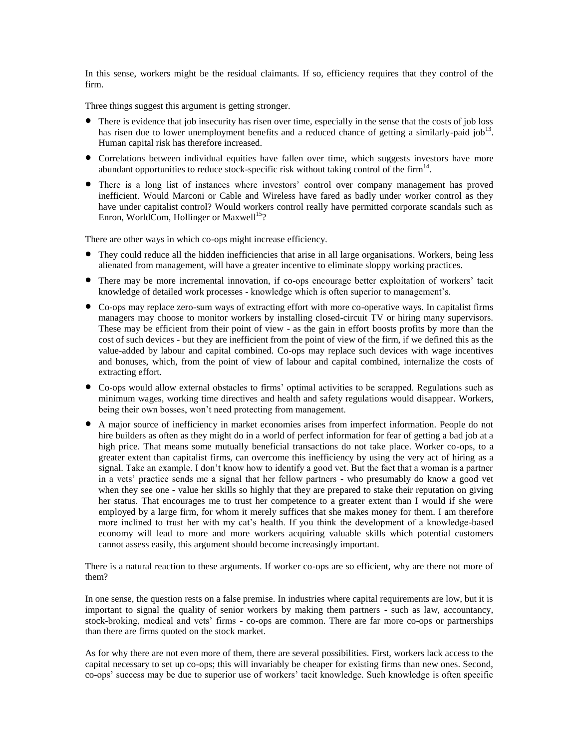In this sense, workers might be the residual claimants. If so, efficiency requires that they control of the firm.

Three things suggest this argument is getting stronger.

- There is evidence that job insecurity has risen over time, especially in the sense that the costs of job loss has risen due to lower unemployment benefits and a reduced chance of getting a similarly-paid job[13]. Human capital risk has therefore increased.
- Correlations between individual equities have fallen over time, which suggests investors have more abundant opportunities to reduce stock-specific risk without taking control of the firm[14].
- There is a long list of instances where investors' control over company management has proved inefficient. Would Marconi or Cable and Wireless have fared as badly under worker control as they have under capitalist control? Would workers control really have permitted corporate scandals such as Enron, WorldCom, Hollinger or Maxwell[15]?

There are other ways in which co-ops might increase efficiency.

- They could reduce all the hidden inefficiencies that arise in all large organisations. Workers, being less alienated from management, will have a greater incentive to eliminate sloppy working practices.
- There may be more incremental innovation, if co-ops encourage better exploitation of workers' tacit knowledge of detailed work processes - knowledge which is often superior to management's.
- Co-ops may replace zero-sum ways of extracting effort with more co-operative ways. In capitalist firms managers may choose to monitor workers by installing closed-circuit TV or hiring many supervisors. These may be efficient from their point of view - as the gain in effort boosts profits by more than the cost of such devices - but they are inefficient from the point of view of the firm, if we defined this as the value-added by labour and capital combined. Co-ops may replace such devices with wage incentives and bonuses, which, from the point of view of labour and capital combined, internalize the costs of extracting effort.
- Co-ops would allow external obstacles to firms' optimal activities to be scrapped. Regulations such as minimum wages, working time directives and health and safety regulations would disappear. Workers, being their own bosses, won't need protecting from management.
- A major source of inefficiency in market economies arises from imperfect information. People do not hire builders as often as they might do in a world of perfect information for fear of getting a bad job at a high price. That means some mutually beneficial transactions do not take place. Worker co-ops, to a greater extent than capitalist firms, can overcome this inefficiency by using the very act of hiring as a signal. Take an example. I don't know how to identify a good vet. But the fact that a woman is a partner in a vets' practice sends me a signal that her fellow partners - who presumably do know a good vet when they see one - value her skills so highly that they are prepared to stake their reputation on giving her status. That encourages me to trust her competence to a greater extent than I would if she were employed by a large firm, for whom it merely suffices that she makes money for them. I am therefore more inclined to trust her with my cat's health. If you think the development of a knowledge-based economy will lead to more and more workers acquiring valuable skills which potential customers cannot assess easily, this argument should become increasingly important.

There is a natural reaction to these arguments. If worker co-ops are so efficient, why are there not more of them?

In one sense, the question rests on a false premise. In industries where capital requirements are low, but it is important to signal the quality of senior workers by making them partners - such as law, accountancy, stock-broking, medical and vets' firms - co-ops are common. There are far more co-ops or partnerships than there are firms quoted on the stock market.

As for why there are not even more of them, there are several possibilities. First, workers lack access to the capital necessary to set up co-ops; this will invariably be cheaper for existing firms than new ones. Second, co-ops' success may be due to superior use of workers' tacit knowledge. Such knowledge is often specific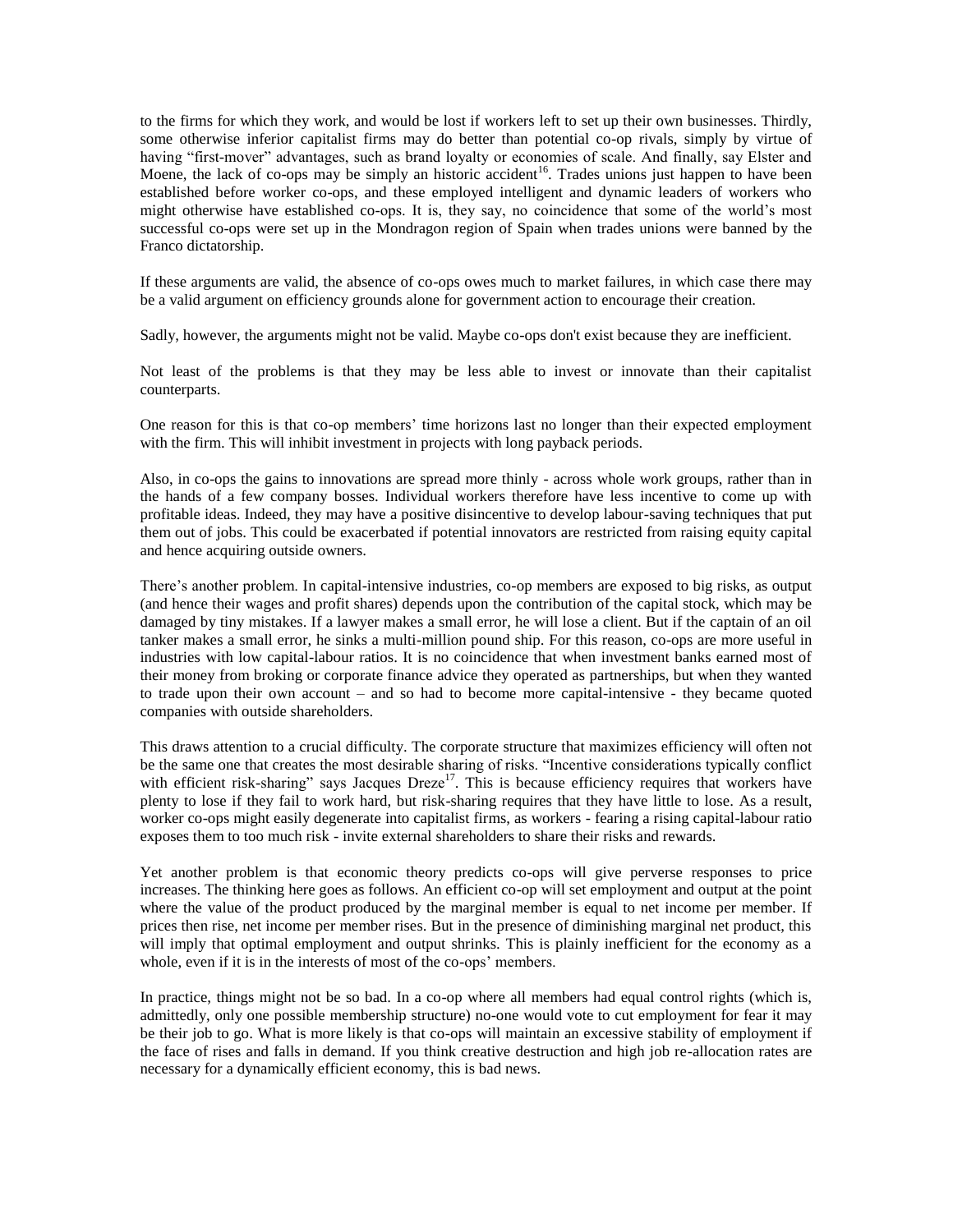to the firms for which they work, and would be lost if workers left to set up their own businesses. Thirdly, some otherwise inferior capitalist firms may do better than potential co-op rivals, simply by virtue of having "first-mover" advantages, such as brand loyalty or economies of scale. And finally, say Elster and Moene, the lack of co-ops may be simply an historic accident[16]. Trades unions just happen to have been established before worker co-ops, and these employed intelligent and dynamic leaders of workers who might otherwise have established co-ops. It is, they say, no coincidence that some of the world's most successful co-ops were set up in the Mondragon region of Spain when trades unions were banned by the Franco dictatorship.

If these arguments are valid, the absence of co-ops owes much to market failures, in which case there may be a valid argument on efficiency grounds alone for government action to encourage their creation.

Sadly, however, the arguments might not be valid. Maybe co-ops don't exist because they are inefficient.

Not least of the problems is that they may be less able to invest or innovate than their capitalist counterparts.

One reason for this is that co-op members' time horizons last no longer than their expected employment with the firm. This will inhibit investment in projects with long payback periods.

Also, in co-ops the gains to innovations are spread more thinly - across whole work groups, rather than in the hands of a few company bosses. Individual workers therefore have less incentive to come up with profitable ideas. Indeed, they may have a positive disincentive to develop labour-saving techniques that put them out of jobs. This could be exacerbated if potential innovators are restricted from raising equity capital and hence acquiring outside owners.

There's another problem. In capital-intensive industries, co-op members are exposed to big risks, as output (and hence their wages and profit shares) depends upon the contribution of the capital stock, which may be damaged by tiny mistakes. If a lawyer makes a small error, he will lose a client. But if the captain of an oil tanker makes a small error, he sinks a multi-million pound ship. For this reason, co-ops are more useful in industries with low capital-labour ratios. It is no coincidence that when investment banks earned most of their money from broking or corporate finance advice they operated as partnerships, but when they wanted to trade upon their own account – and so had to become more capital-intensive - they became quoted companies with outside shareholders.

This draws attention to a crucial difficulty. The corporate structure that maximizes efficiency will often not be the same one that creates the most desirable sharing of risks. "Incentive considerations typically conflict with efficient risk-sharing" says Jacques Dreze[17]. This is because efficiency requires that workers have plenty to lose if they fail to work hard, but risk-sharing requires that they have little to lose. As a result, worker co-ops might easily degenerate into capitalist firms, as workers - fearing a rising capital-labour ratio exposes them to too much risk - invite external shareholders to share their risks and rewards.

Yet another problem is that economic theory predicts co-ops will give perverse responses to price increases. The thinking here goes as follows. An efficient co-op will set employment and output at the point where the value of the product produced by the marginal member is equal to net income per member. If prices then rise, net income per member rises. But in the presence of diminishing marginal net product, this will imply that optimal employment and output shrinks. This is plainly inefficient for the economy as a whole, even if it is in the interests of most of the co-ops' members.

In practice, things might not be so bad. In a co-op where all members had equal control rights (which is, admittedly, only one possible membership structure) no-one would vote to cut employment for fear it may be their job to go. What is more likely is that co-ops will maintain an excessive stability of employment if the face of rises and falls in demand. If you think creative destruction and high job re-allocation rates are necessary for a dynamically efficient economy, this is bad news.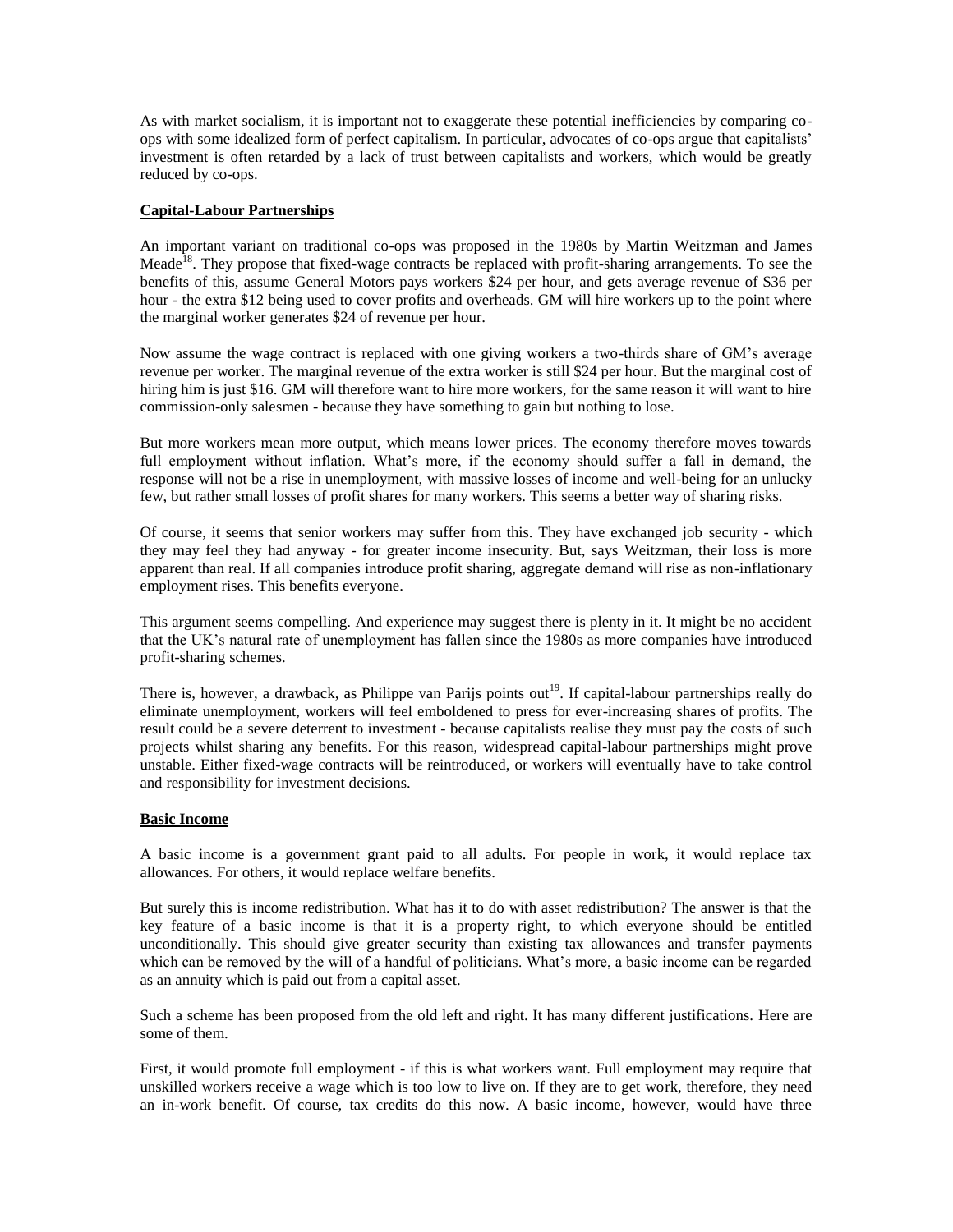As with market socialism, it is important not to exaggerate these potential inefficiencies by comparing co-ops with some idealized form of perfect capitalism. In particular, advocates of co-ops argue that capitalists' investment is often retarded by a lack of trust between capitalists and workers, which would be greatly reduced by co-ops.

**Capital-Labour Partnerships**

An important variant on traditional co-ops was proposed in the 1980s by Martin Weitzman and James Meade[18]. They propose that fixed-wage contracts be replaced with profit-sharing arrangements. To see the benefits of this, assume General Motors pays workers \$24 per hour, and gets average revenue of \$36 per hour - the extra \$12 being used to cover profits and overheads. GM will hire workers up to the point where the marginal worker generates \$24 of revenue per hour.

Now assume the wage contract is replaced with one giving workers a two-thirds share of GM's average revenue per worker. The marginal revenue of the extra worker is still \$24 per hour. But the marginal cost of hiring him is just \$16. GM will therefore want to hire more workers, for the same reason it will want to hire commission-only salesmen - because they have something to gain but nothing to lose.

But more workers mean more output, which means lower prices. The economy therefore moves towards full employment without inflation. What's more, if the economy should suffer a fall in demand, the response will not be a rise in unemployment, with massive losses of income and well-being for an unlucky few, but rather small losses of profit shares for many workers. This seems a better way of sharing risks.

Of course, it seems that senior workers may suffer from this. They have exchanged job security - which they may feel they had anyway - for greater income insecurity. But, says Weitzman, their loss is more apparent than real. If all companies introduce profit sharing, aggregate demand will rise as non-inflationary employment rises. This benefits everyone.

This argument seems compelling. And experience may suggest there is plenty in it. It might be no accident that the UK's natural rate of unemployment has fallen since the 1980s as more companies have introduced profit-sharing schemes.

There is, however, a drawback, as Philippe van Parijs points out[19]. If capital-labour partnerships really do eliminate unemployment, workers will feel emboldened to press for ever-increasing shares of profits. The result could be a severe deterrent to investment - because capitalists realise they must pay the costs of such projects whilst sharing any benefits. For this reason, widespread capital-labour partnerships might prove unstable. Either fixed-wage contracts will be reintroduced, or workers will eventually have to take control and responsibility for investment decisions.

**Basic Income**

A basic income is a government grant paid to all adults. For people in work, it would replace tax allowances. For others, it would replace welfare benefits.

But surely this is income redistribution. What has it to do with asset redistribution? The answer is that the key feature of a basic income is that it is a property right, to which everyone should be entitled unconditionally. This should give greater security than existing tax allowances and transfer payments which can be removed by the will of a handful of politicians. What's more, a basic income can be regarded as an annuity which is paid out from a capital asset.

Such a scheme has been proposed from the old left and right. It has many different justifications. Here are some of them.

First, it would promote full employment - if this is what workers want. Full employment may require that unskilled workers receive a wage which is too low to live on. If they are to get work, therefore, they need an in-work benefit. Of course, tax credits do this now. A basic income, however, would have three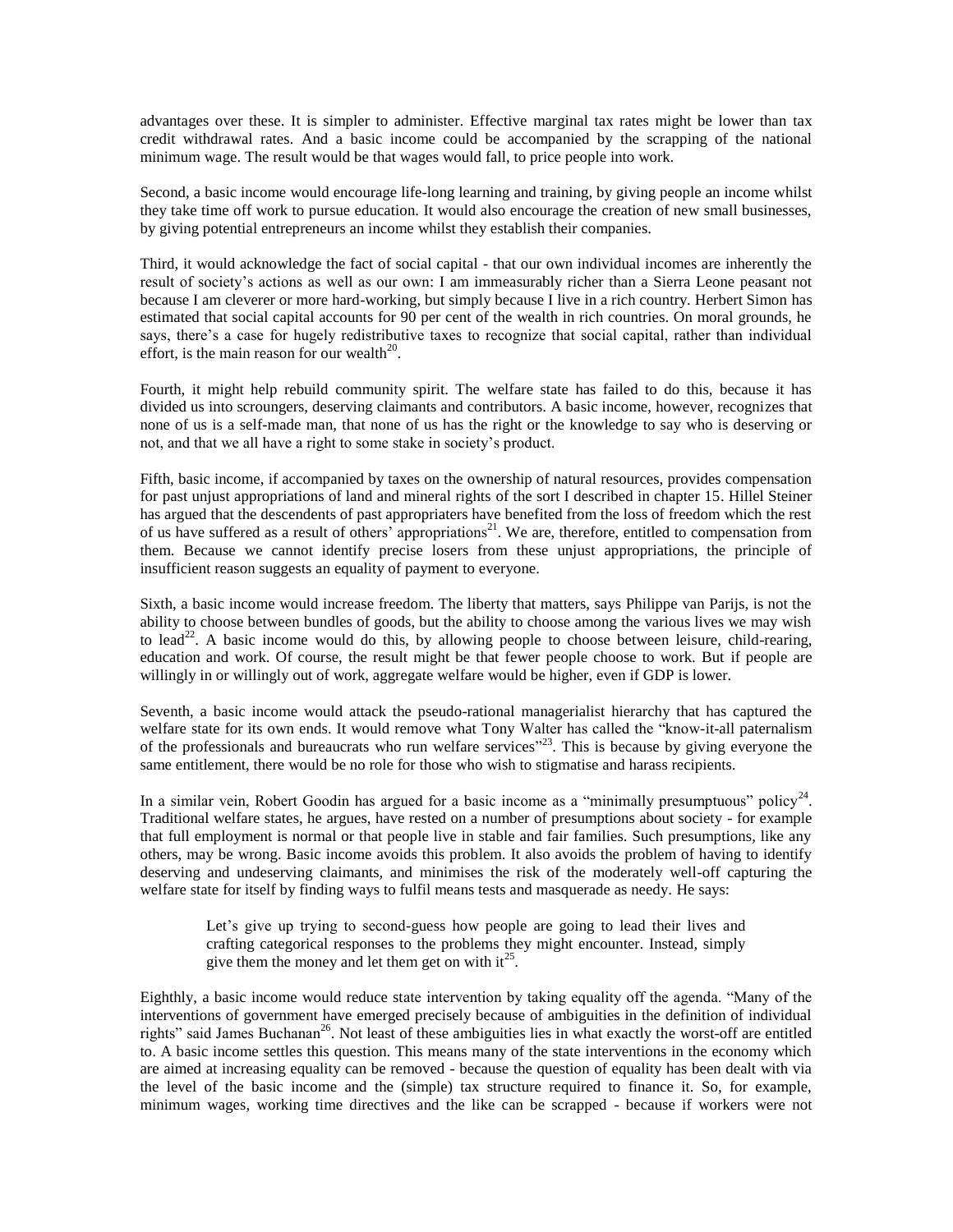advantages over these. It is simpler to administer. Effective marginal tax rates might be lower than tax credit withdrawal rates. And a basic income could be accompanied by the scrapping of the national minimum wage. The result would be that wages would fall, to price people into work.

Second, a basic income would encourage life-long learning and training, by giving people an income whilst they take time off work to pursue education. It would also encourage the creation of new small businesses, by giving potential entrepreneurs an income whilst they establish their companies.

Third, it would acknowledge the fact of social capital - that our own individual incomes are inherently the result of society's actions as well as our own: I am immeasurably richer than a Sierra Leone peasant not because I am cleverer or more hard-working, but simply because I live in a rich country. Herbert Simon has estimated that social capital accounts for 90 per cent of the wealth in rich countries. On moral grounds, he says, there's a case for hugely redistributive taxes to recognize that social capital, rather than individual effort, is the main reason for our wealth[20].

Fourth, it might help rebuild community spirit. The welfare state has failed to do this, because it has divided us into scroungers, deserving claimants and contributors. A basic income, however, recognizes that none of us is a self-made man, that none of us has the right or the knowledge to say who is deserving or not, and that we all have a right to some stake in society's product.

Fifth, basic income, if accompanied by taxes on the ownership of natural resources, provides compensation for past unjust appropriations of land and mineral rights of the sort I described in chapter 15. Hillel Steiner has argued that the descendents of past appropriaters have benefited from the loss of freedom which the rest of us have suffered as a result of others' appropriations[21]. We are, therefore, entitled to compensation from them. Because we cannot identify precise losers from these unjust appropriations, the principle of insufficient reason suggests an equality of payment to everyone.

Sixth, a basic income would increase freedom. The liberty that matters, says Philippe van Parijs, is not the ability to choose between bundles of goods, but the ability to choose among the various lives we may wish to lead[22]. A basic income would do this, by allowing people to choose between leisure, child-rearing, education and work. Of course, the result might be that fewer people choose to work. But if people are willingly in or willingly out of work, aggregate welfare would be higher, even if GDP is lower.

Seventh, a basic income would attack the pseudo-rational managerialist hierarchy that has captured the welfare state for its own ends. It would remove what Tony Walter has called the "know-it-all paternalism of the professionals and bureaucrats who run welfare services"[23]. This is because by giving everyone the same entitlement, there would be no role for those who wish to stigmatise and harass recipients.

In a similar vein, Robert Goodin has argued for a basic income as a "minimally presumptuous" policy[24]. Traditional welfare states, he argues, have rested on a number of presumptions about society - for example that full employment is normal or that people live in stable and fair families. Such presumptions, like any others, may be wrong. Basic income avoids this problem. It also avoids the problem of having to identify deserving and undeserving claimants, and minimises the risk of the moderately well-off capturing the welfare state for itself by finding ways to fulfil means tests and masquerade as needy. He says:

> Let's give up trying to second-guess how people are going to lead their lives and crafting categorical responses to the problems they might encounter. Instead, simply give them the money and let them get on with it[25].

Eighthly, a basic income would reduce state intervention by taking equality off the agenda. "Many of the interventions of government have emerged precisely because of ambiguities in the definition of individual rights" said James Buchanan[26]. Not least of these ambiguities lies in what exactly the worst-off are entitled to. A basic income settles this question. This means many of the state interventions in the economy which are aimed at increasing equality can be removed - because the question of equality has been dealt with via the level of the basic income and the (simple) tax structure required to finance it. So, for example, minimum wages, working time directives and the like can be scrapped - because if workers were not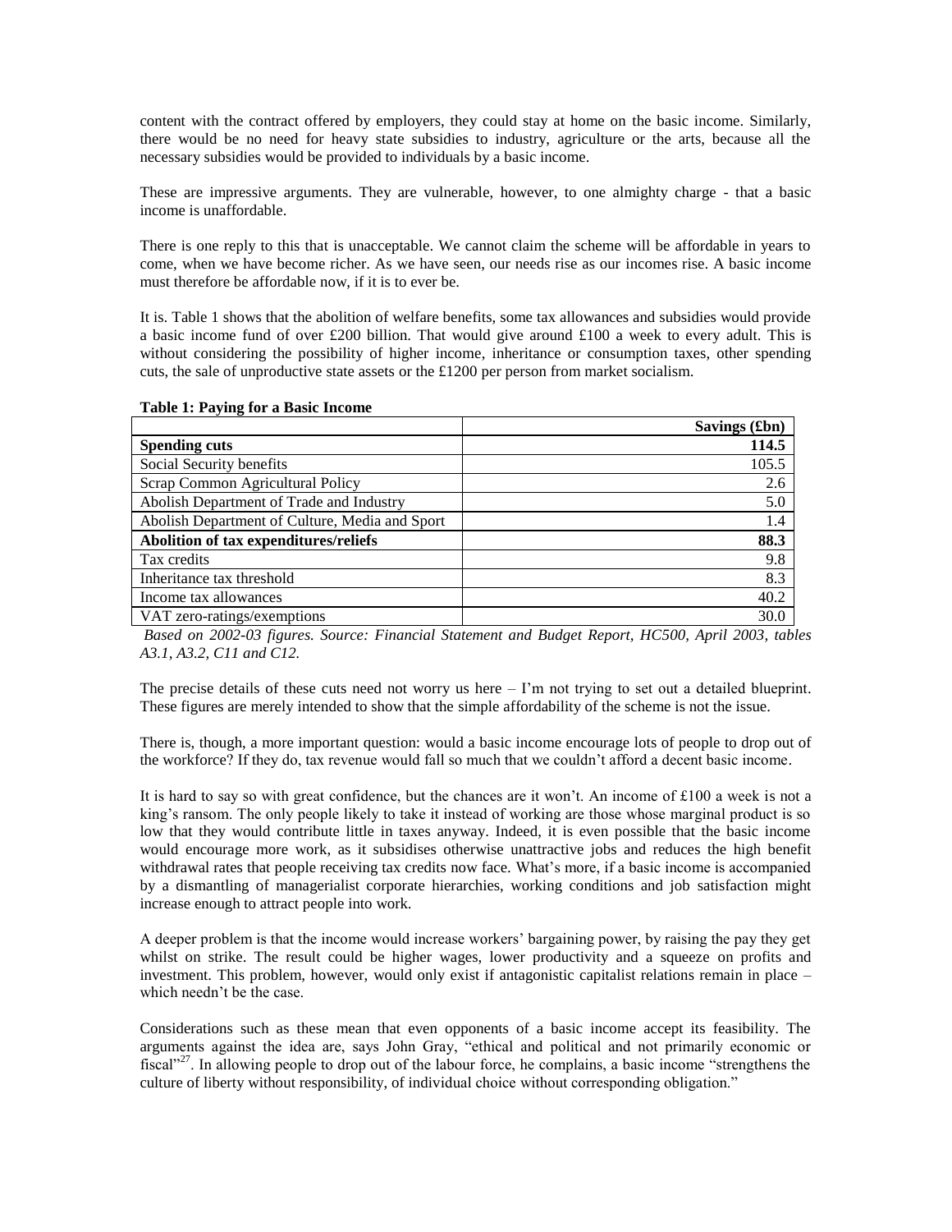content with the contract offered by employers, they could stay at home on the basic income. Similarly, there would be no need for heavy state subsidies to industry, agriculture or the arts, because all the necessary subsidies would be provided to individuals by a basic income.

These are impressive arguments. They are vulnerable, however, to one almighty charge - that a basic income is unaffordable.

There is one reply to this that is unacceptable. We cannot claim the scheme will be affordable in years to come, when we have become richer. As we have seen, our needs rise as our incomes rise. A basic income must therefore be affordable now, if it is to ever be.

It is. Table 1 shows that the abolition of welfare benefits, some tax allowances and subsidies would provide a basic income fund of over £200 billion. That would give around £100 a week to every adult. This is without considering the possibility of higher income, inheritance or consumption taxes, other spending cuts, the sale of unproductive state assets or the £1200 per person from market socialism.

**Table 1: Paying for a Basic Income**

| | **Savings (£bn)** |
|---|---:|
| **Spending cuts** | **114.5** |
| Social Security benefits | 105.5 |
| Scrap Common Agricultural Policy | 2.6 |
| Abolish Department of Trade and Industry | 5.0 |
| Abolish Department of Culture, Media and Sport | 1.4 |
| **Abolition of tax expenditures/reliefs** | **88.3** |
| Tax credits | 9.8 |
| Inheritance tax threshold | 8.3 |
| Income tax allowances | 40.2 |
| VAT zero-ratings/exemptions | 30.0 |

*Based on 2002-03 figures. Source: Financial Statement and Budget Report, HC500, April 2003, tables A3.1, A3.2, C11 and C12.*

The precise details of these cuts need not worry us here – I'm not trying to set out a detailed blueprint. These figures are merely intended to show that the simple affordability of the scheme is not the issue.

There is, though, a more important question: would a basic income encourage lots of people to drop out of the workforce? If they do, tax revenue would fall so much that we couldn't afford a decent basic income.

It is hard to say so with great confidence, but the chances are it won't. An income of £100 a week is not a king's ransom. The only people likely to take it instead of working are those whose marginal product is so low that they would contribute little in taxes anyway. Indeed, it is even possible that the basic income would encourage more work, as it subsidises otherwise unattractive jobs and reduces the high benefit withdrawal rates that people receiving tax credits now face. What's more, if a basic income is accompanied by a dismantling of managerialist corporate hierarchies, working conditions and job satisfaction might increase enough to attract people into work.

A deeper problem is that the income would increase workers' bargaining power, by raising the pay they get whilst on strike. The result could be higher wages, lower productivity and a squeeze on profits and investment. This problem, however, would only exist if antagonistic capitalist relations remain in place – which needn't be the case.

Considerations such as these mean that even opponents of a basic income accept its feasibility. The arguments against the idea are, says John Gray, "ethical and political and not primarily economic or fiscal"[27]. In allowing people to drop out of the labour force, he complains, a basic income "strengthens the culture of liberty without responsibility, of individual choice without corresponding obligation."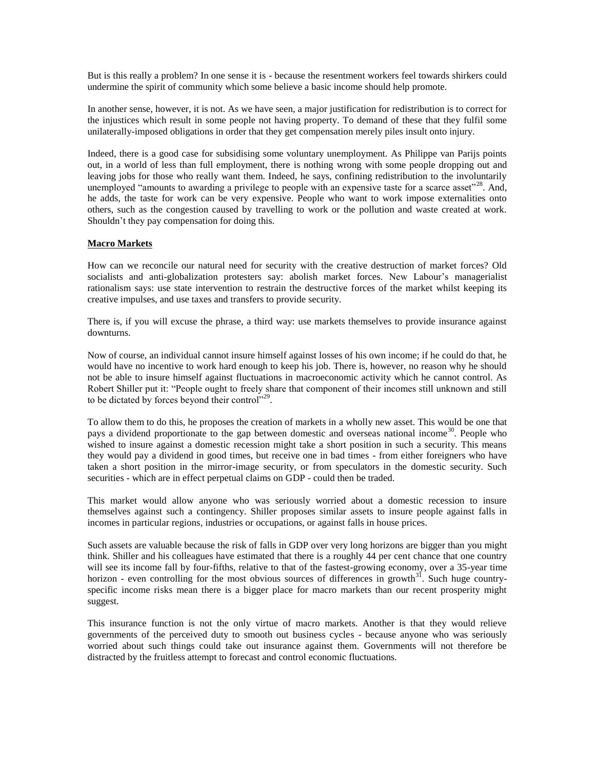But is this really a problem? In one sense it is - because the resentment workers feel towards shirkers could undermine the spirit of community which some believe a basic income should help promote.

In another sense, however, it is not. As we have seen, a major justification for redistribution is to correct for the injustices which result in some people not having property. To demand of these that they fulfil some unilaterally-imposed obligations in order that they get compensation merely piles insult onto injury.

Indeed, there is a good case for subsidising some voluntary unemployment. As Philippe van Parijs points out, in a world of less than full employment, there is nothing wrong with some people dropping out and leaving jobs for those who really want them. Indeed, he says, confining redistribution to the involuntarily unemployed "amounts to awarding a privilege to people with an expensive taste for a scarce asset"[28]. And, he adds, the taste for work can be very expensive. People who want to work impose externalities onto others, such as the congestion caused by travelling to work or the pollution and waste created at work. Shouldn't they pay compensation for doing this.

## Macro Markets

How can we reconcile our natural need for security with the creative destruction of market forces? Old socialists and anti-globalization protesters say: abolish market forces. New Labour's managerialist rationalism says: use state intervention to restrain the destructive forces of the market whilst keeping its creative impulses, and use taxes and transfers to provide security.

There is, if you will excuse the phrase, a third way: use markets themselves to provide insurance against downturns.

Now of course, an individual cannot insure himself against losses of his own income; if he could do that, he would have no incentive to work hard enough to keep his job. There is, however, no reason why he should not be able to insure himself against fluctuations in macroeconomic activity which he cannot control. As Robert Shiller put it: "People ought to freely share that component of their incomes still unknown and still to be dictated by forces beyond their control"[29].

To allow them to do this, he proposes the creation of markets in a wholly new asset. This would be one that pays a dividend proportionate to the gap between domestic and overseas national income[30]. People who wished to insure against a domestic recession might take a short position in such a security. This means they would pay a dividend in good times, but receive one in bad times - from either foreigners who have taken a short position in the mirror-image security, or from speculators in the domestic security. Such securities - which are in effect perpetual claims on GDP - could then be traded.

This market would allow anyone who was seriously worried about a domestic recession to insure themselves against such a contingency. Shiller proposes similar assets to insure people against falls in incomes in particular regions, industries or occupations, or against falls in house prices.

Such assets are valuable because the risk of falls in GDP over very long horizons are bigger than you might think. Shiller and his colleagues have estimated that there is a roughly 44 per cent chance that one country will see its income fall by four-fifths, relative to that of the fastest-growing economy, over a 35-year time horizon - even controlling for the most obvious sources of differences in growth[31]. Such huge country-specific income risks mean there is a bigger place for macro markets than our recent prosperity might suggest.

This insurance function is not the only virtue of macro markets. Another is that they would relieve governments of the perceived duty to smooth out business cycles - because anyone who was seriously worried about such things could take out insurance against them. Governments will not therefore be distracted by the fruitless attempt to forecast and control economic fluctuations.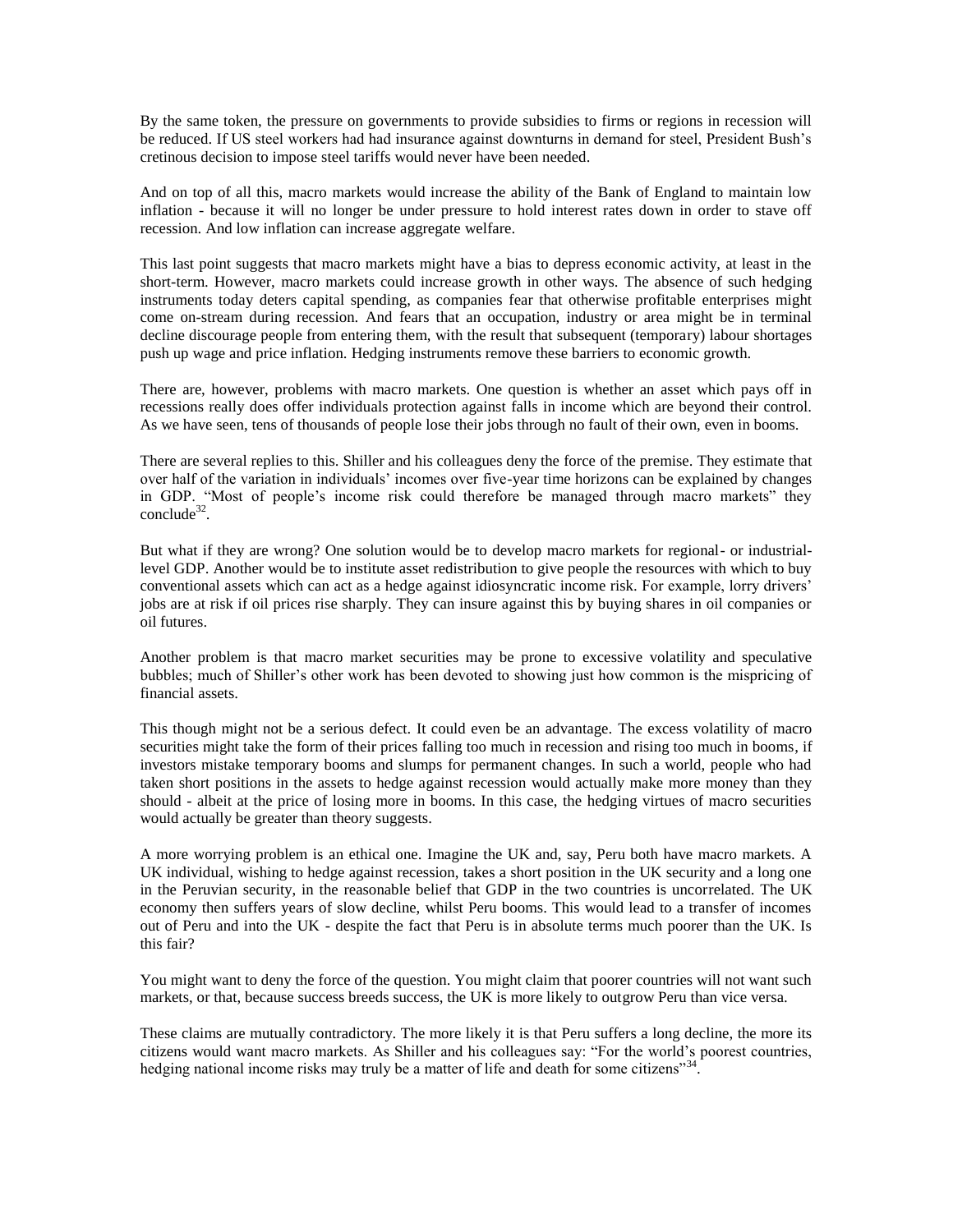By the same token, the pressure on governments to provide subsidies to firms or regions in recession will be reduced. If US steel workers had had insurance against downturns in demand for steel, President Bush's cretinous decision to impose steel tariffs would never have been needed.

And on top of all this, macro markets would increase the ability of the Bank of England to maintain low inflation - because it will no longer be under pressure to hold interest rates down in order to stave off recession. And low inflation can increase aggregate welfare.

This last point suggests that macro markets might have a bias to depress economic activity, at least in the short-term. However, macro markets could increase growth in other ways. The absence of such hedging instruments today deters capital spending, as companies fear that otherwise profitable enterprises might come on-stream during recession. And fears that an occupation, industry or area might be in terminal decline discourage people from entering them, with the result that subsequent (temporary) labour shortages push up wage and price inflation. Hedging instruments remove these barriers to economic growth.

There are, however, problems with macro markets. One question is whether an asset which pays off in recessions really does offer individuals protection against falls in income which are beyond their control. As we have seen, tens of thousands of people lose their jobs through no fault of their own, even in booms.

There are several replies to this. Shiller and his colleagues deny the force of the premise. They estimate that over half of the variation in individuals' incomes over five-year time horizons can be explained by changes in GDP. "Most of people's income risk could therefore be managed through macro markets" they conclude[32].

But what if they are wrong? One solution would be to develop macro markets for regional- or industrial-level GDP. Another would be to institute asset redistribution to give people the resources with which to buy conventional assets which can act as a hedge against idiosyncratic income risk. For example, lorry drivers' jobs are at risk if oil prices rise sharply. They can insure against this by buying shares in oil companies or oil futures.

Another problem is that macro market securities may be prone to excessive volatility and speculative bubbles; much of Shiller's other work has been devoted to showing just how common is the mispricing of financial assets.

This though might not be a serious defect. It could even be an advantage. The excess volatility of macro securities might take the form of their prices falling too much in recession and rising too much in booms, if investors mistake temporary booms and slumps for permanent changes. In such a world, people who had taken short positions in the assets to hedge against recession would actually make more money than they should - albeit at the price of losing more in booms. In this case, the hedging virtues of macro securities would actually be greater than theory suggests.

A more worrying problem is an ethical one. Imagine the UK and, say, Peru both have macro markets. A UK individual, wishing to hedge against recession, takes a short position in the UK security and a long one in the Peruvian security, in the reasonable belief that GDP in the two countries is uncorrelated. The UK economy then suffers years of slow decline, whilst Peru booms. This would lead to a transfer of incomes out of Peru and into the UK - despite the fact that Peru is in absolute terms much poorer than the UK. Is this fair?

You might want to deny the force of the question. You might claim that poorer countries will not want such markets, or that, because success breeds success, the UK is more likely to outgrow Peru than vice versa.

These claims are mutually contradictory. The more likely it is that Peru suffers a long decline, the more its citizens would want macro markets. As Shiller and his colleagues say: "For the world's poorest countries, hedging national income risks may truly be a matter of life and death for some citizens"[34].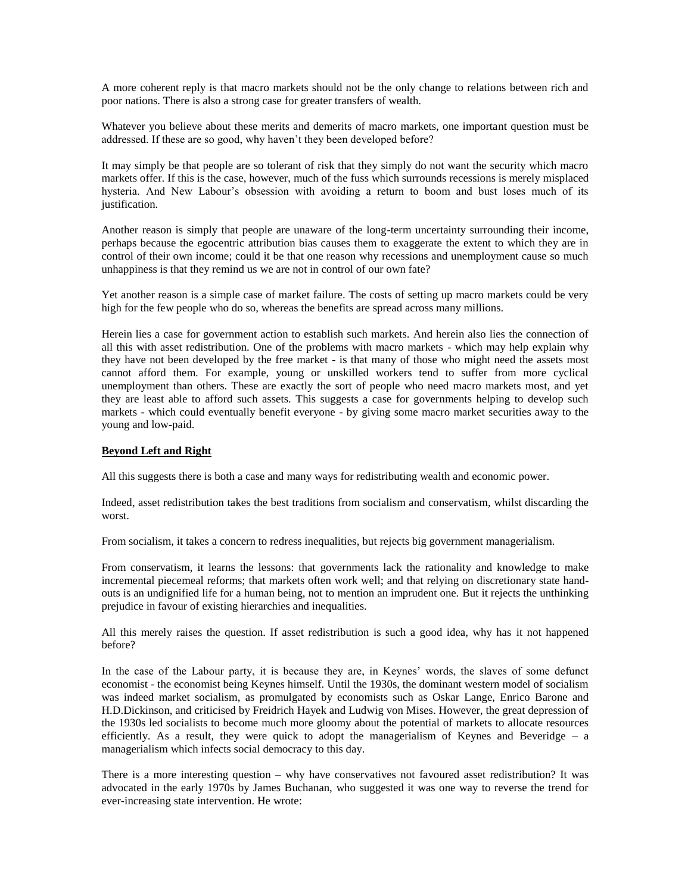A more coherent reply is that macro markets should not be the only change to relations between rich and poor nations. There is also a strong case for greater transfers of wealth.

Whatever you believe about these merits and demerits of macro markets, one important question must be addressed. If these are so good, why haven't they been developed before?

It may simply be that people are so tolerant of risk that they simply do not want the security which macro markets offer. If this is the case, however, much of the fuss which surrounds recessions is merely misplaced hysteria. And New Labour's obsession with avoiding a return to boom and bust loses much of its justification.

Another reason is simply that people are unaware of the long-term uncertainty surrounding their income, perhaps because the egocentric attribution bias causes them to exaggerate the extent to which they are in control of their own income; could it be that one reason why recessions and unemployment cause so much unhappiness is that they remind us we are not in control of our own fate?

Yet another reason is a simple case of market failure. The costs of setting up macro markets could be very high for the few people who do so, whereas the benefits are spread across many millions.

Herein lies a case for government action to establish such markets. And herein also lies the connection of all this with asset redistribution. One of the problems with macro markets - which may help explain why they have not been developed by the free market - is that many of those who might need the assets most cannot afford them. For example, young or unskilled workers tend to suffer from more cyclical unemployment than others. These are exactly the sort of people who need macro markets most, and yet they are least able to afford such assets. This suggests a case for governments helping to develop such markets - which could eventually benefit everyone - by giving some macro market securities away to the young and low-paid.

## Beyond Left and Right

All this suggests there is both a case and many ways for redistributing wealth and economic power.

Indeed, asset redistribution takes the best traditions from socialism and conservatism, whilst discarding the worst.

From socialism, it takes a concern to redress inequalities, but rejects big government managerialism.

From conservatism, it learns the lessons: that governments lack the rationality and knowledge to make incremental piecemeal reforms; that markets often work well; and that relying on discretionary state hand-outs is an undignified life for a human being, not to mention an imprudent one. But it rejects the unthinking prejudice in favour of existing hierarchies and inequalities.

All this merely raises the question. If asset redistribution is such a good idea, why has it not happened before?

In the case of the Labour party, it is because they are, in Keynes' words, the slaves of some defunct economist - the economist being Keynes himself. Until the 1930s, the dominant western model of socialism was indeed market socialism, as promulgated by economists such as Oskar Lange, Enrico Barone and H.D.Dickinson, and criticised by Freidrich Hayek and Ludwig von Mises. However, the great depression of the 1930s led socialists to become much more gloomy about the potential of markets to allocate resources efficiently. As a result, they were quick to adopt the managerialism of Keynes and Beveridge – a managerialism which infects social democracy to this day.

There is a more interesting question – why have conservatives not favoured asset redistribution? It was advocated in the early 1970s by James Buchanan, who suggested it was one way to reverse the trend for ever-increasing state intervention. He wrote: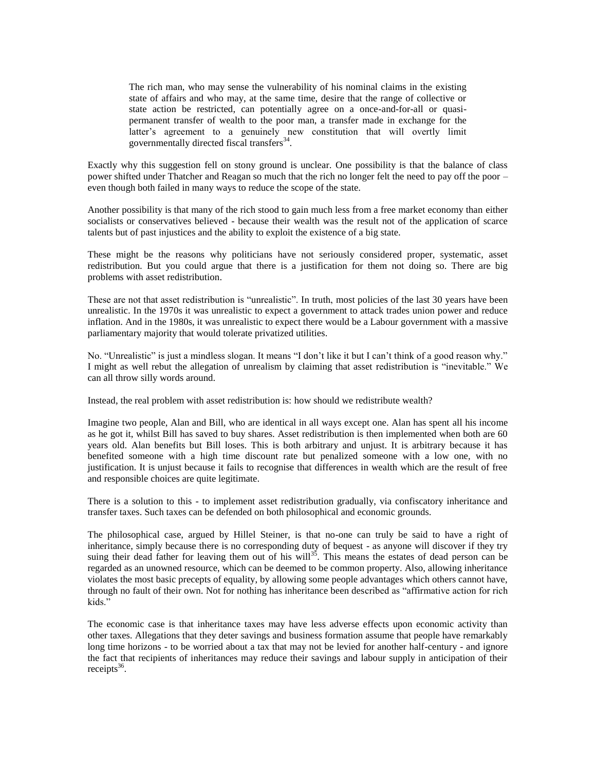> The rich man, who may sense the vulnerability of his nominal claims in the existing state of affairs and who may, at the same time, desire that the range of collective or state action be restricted, can potentially agree on a once-and-for-all or quasi-permanent transfer of wealth to the poor man, a transfer made in exchange for the latter's agreement to a genuinely new constitution that will overtly limit governmentally directed fiscal transfers[34].

Exactly why this suggestion fell on stony ground is unclear. One possibility is that the balance of class power shifted under Thatcher and Reagan so much that the rich no longer felt the need to pay off the poor – even though both failed in many ways to reduce the scope of the state.

Another possibility is that many of the rich stood to gain much less from a free market economy than either socialists or conservatives believed - because their wealth was the result not of the application of scarce talents but of past injustices and the ability to exploit the existence of a big state.

These might be the reasons why politicians have not seriously considered proper, systematic, asset redistribution. But you could argue that there is a justification for them not doing so. There are big problems with asset redistribution.

These are not that asset redistribution is "unrealistic". In truth, most policies of the last 30 years have been unrealistic. In the 1970s it was unrealistic to expect a government to attack trades union power and reduce inflation. And in the 1980s, it was unrealistic to expect there would be a Labour government with a massive parliamentary majority that would tolerate privatized utilities.

No. "Unrealistic" is just a mindless slogan. It means "I don't like it but I can't think of a good reason why." I might as well rebut the allegation of unrealism by claiming that asset redistribution is "inevitable." We can all throw silly words around.

Instead, the real problem with asset redistribution is: how should we redistribute wealth?

Imagine two people, Alan and Bill, who are identical in all ways except one. Alan has spent all his income as he got it, whilst Bill has saved to buy shares. Asset redistribution is then implemented when both are 60 years old. Alan benefits but Bill loses. This is both arbitrary and unjust. It is arbitrary because it has benefited someone with a high time discount rate but penalized someone with a low one, with no justification. It is unjust because it fails to recognise that differences in wealth which are the result of free and responsible choices are quite legitimate.

There is a solution to this - to implement asset redistribution gradually, via confiscatory inheritance and transfer taxes. Such taxes can be defended on both philosophical and economic grounds.

The philosophical case, argued by Hillel Steiner, is that no-one can truly be said to have a right of inheritance, simply because there is no corresponding duty of bequest - as anyone will discover if they try suing their dead father for leaving them out of his will[35]. This means the estates of dead person can be regarded as an unowned resource, which can be deemed to be common property. Also, allowing inheritance violates the most basic precepts of equality, by allowing some people advantages which others cannot have, through no fault of their own. Not for nothing has inheritance been described as "affirmative action for rich kids."

The economic case is that inheritance taxes may have less adverse effects upon economic activity than other taxes. Allegations that they deter savings and business formation assume that people have remarkably long time horizons - to be worried about a tax that may not be levied for another half-century - and ignore the fact that recipients of inheritances may reduce their savings and labour supply in anticipation of their receipts[36].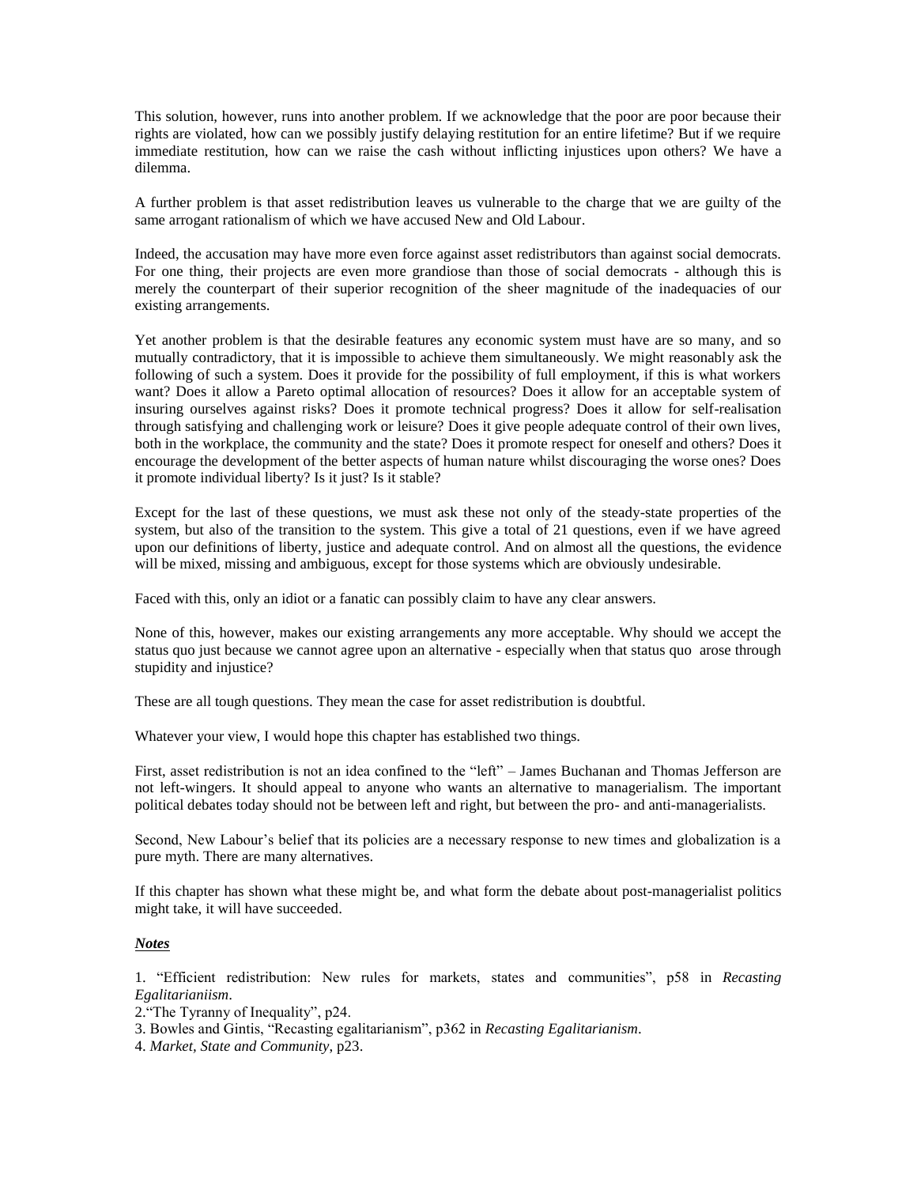This solution, however, runs into another problem. If we acknowledge that the poor are poor because their rights are violated, how can we possibly justify delaying restitution for an entire lifetime? But if we require immediate restitution, how can we raise the cash without inflicting injustices upon others? We have a dilemma.

A further problem is that asset redistribution leaves us vulnerable to the charge that we are guilty of the same arrogant rationalism of which we have accused New and Old Labour.

Indeed, the accusation may have more even force against asset redistributors than against social democrats. For one thing, their projects are even more grandiose than those of social democrats - although this is merely the counterpart of their superior recognition of the sheer magnitude of the inadequacies of our existing arrangements.

Yet another problem is that the desirable features any economic system must have are so many, and so mutually contradictory, that it is impossible to achieve them simultaneously. We might reasonably ask the following of such a system. Does it provide for the possibility of full employment, if this is what workers want? Does it allow a Pareto optimal allocation of resources? Does it allow for an acceptable system of insuring ourselves against risks? Does it promote technical progress? Does it allow for self-realisation through satisfying and challenging work or leisure? Does it give people adequate control of their own lives, both in the workplace, the community and the state? Does it promote respect for oneself and others? Does it encourage the development of the better aspects of human nature whilst discouraging the worse ones? Does it promote individual liberty? Is it just? Is it stable?

Except for the last of these questions, we must ask these not only of the steady-state properties of the system, but also of the transition to the system. This give a total of 21 questions, even if we have agreed upon our definitions of liberty, justice and adequate control. And on almost all the questions, the evidence will be mixed, missing and ambiguous, except for those systems which are obviously undesirable.

Faced with this, only an idiot or a fanatic can possibly claim to have any clear answers.

None of this, however, makes our existing arrangements any more acceptable. Why should we accept the status quo just because we cannot agree upon an alternative - especially when that status quo arose through stupidity and injustice?

These are all tough questions. They mean the case for asset redistribution is doubtful.

Whatever your view, I would hope this chapter has established two things.

First, asset redistribution is not an idea confined to the "left" – James Buchanan and Thomas Jefferson are not left-wingers. It should appeal to anyone who wants an alternative to managerialism. The important political debates today should not be between left and right, but between the pro- and anti-managerialists.

Second, New Labour's belief that its policies are a necessary response to new times and globalization is a pure myth. There are many alternatives.

If this chapter has shown what these might be, and what form the debate about post-managerialist politics might take, it will have succeeded.

***Notes***

1. "Efficient redistribution: New rules for markets, states and communities", p58 in *Recasting Egalitarianiism*.
2. "The Tyranny of Inequality", p24.
3. Bowles and Gintis, "Recasting egalitarianism", p362 in *Recasting Egalitarianism*.
4. *Market, State and Community*, p23.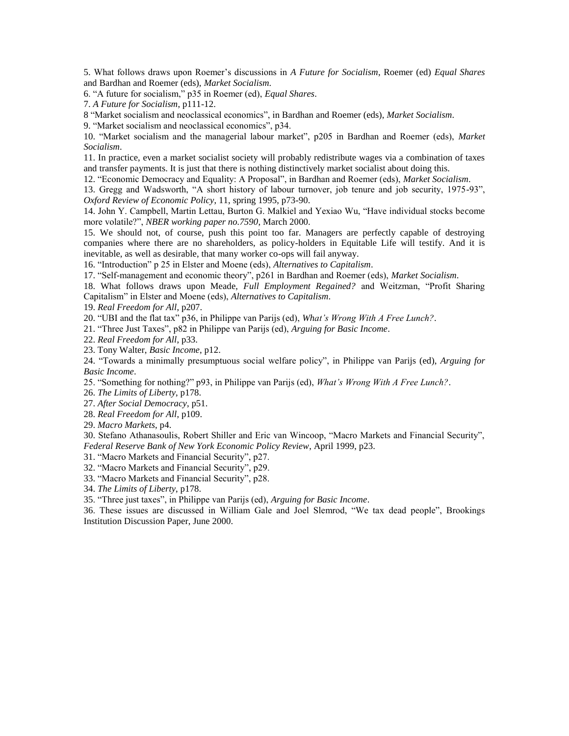5. What follows draws upon Roemer's discussions in *A Future for Socialism*, Roemer (ed) *Equal Shares* and Bardhan and Roemer (eds), *Market Socialism*.

6. "A future for socialism," p35 in Roemer (ed), *Equal Shares*.

7. *A Future for Socialism*, p111-12.

8 "Market socialism and neoclassical economics", in Bardhan and Roemer (eds), *Market Socialism*.

9. "Market socialism and neoclassical economics", p34.

10. "Market socialism and the managerial labour market", p205 in Bardhan and Roemer (eds), *Market Socialism*.

11. In practice, even a market socialist society will probably redistribute wages via a combination of taxes and transfer payments. It is just that there is nothing distinctively market socialist about doing this.

12. "Economic Democracy and Equality: A Proposal", in Bardhan and Roemer (eds), *Market Socialism*.

13. Gregg and Wadsworth, "A short history of labour turnover, job tenure and job security, 1975-93", *Oxford Review of Economic Policy*, 11, spring 1995, p73-90.

14. John Y. Campbell, Martin Lettau, Burton G. Malkiel and Yexiao Wu, "Have individual stocks become more volatile?", *NBER working paper no.7590*, March 2000.

15. We should not, of course, push this point too far. Managers are perfectly capable of destroying companies where there are no shareholders, as policy-holders in Equitable Life will testify. And it is inevitable, as well as desirable, that many worker co-ops will fail anyway.

16. "Introduction" p 25 in Elster and Moene (eds), *Alternatives to Capitalism*.

17. "Self-management and economic theory", p261 in Bardhan and Roemer (eds), *Market Socialism*.

18. What follows draws upon Meade, *Full Employment Regained?* and Weitzman, "Profit Sharing Capitalism" in Elster and Moene (eds), *Alternatives to Capitalism*.

19. *Real Freedom for All*, p207.

20. "UBI and the flat tax" p36, in Philippe van Parijs (ed), *What's Wrong With A Free Lunch?*.

21. "Three Just Taxes", p82 in Philippe van Parijs (ed), *Arguing for Basic Income*.

22. *Real Freedom for All*, p33.

23. Tony Walter, *Basic Income*, p12.

24. "Towards a minimally presumptuous social welfare policy", in Philippe van Parijs (ed), *Arguing for Basic Income*.

25. "Something for nothing?" p93, in Philippe van Parijs (ed), *What's Wrong With A Free Lunch?*.

26. *The Limits of Liberty*, p178.

27. *After Social Democracy*, p51.

28. *Real Freedom for All*, p109.

29. *Macro Markets*, p4.

30. Stefano Athanasoulis, Robert Shiller and Eric van Wincoop, "Macro Markets and Financial Security", *Federal Reserve Bank of New York Economic Policy Review*, April 1999, p23.

31. "Macro Markets and Financial Security", p27.

32. "Macro Markets and Financial Security", p29.

33. "Macro Markets and Financial Security", p28.

34. *The Limits of Liberty*, p178.

35. "Three just taxes", in Philippe van Parijs (ed), *Arguing for Basic Income*.

36. These issues are discussed in William Gale and Joel Slemrod, "We tax dead people", Brookings Institution Discussion Paper, June 2000.